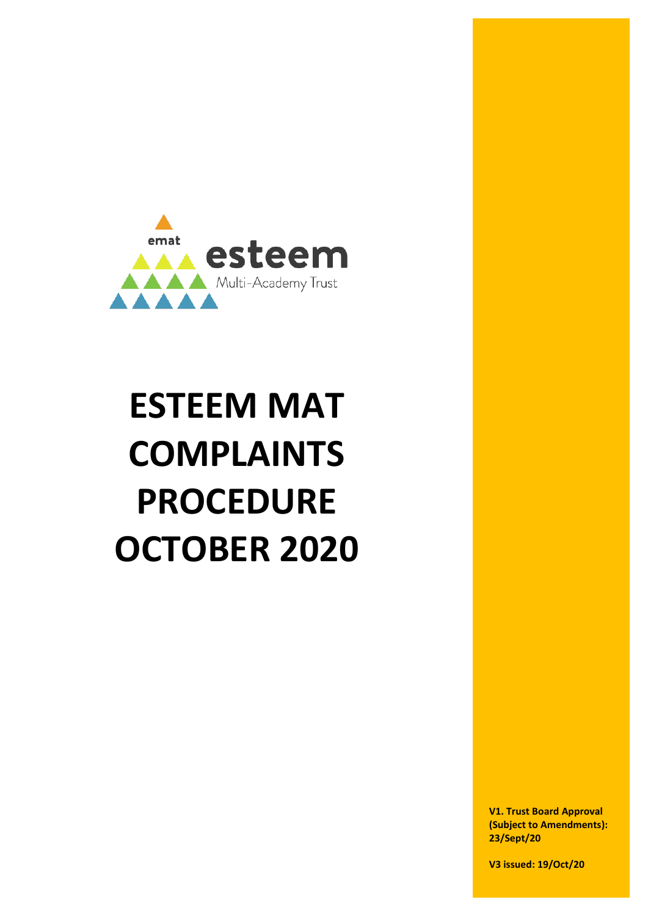emat esteem Multi-Academy Trust

# ESTEEM MAT COMPLAINTS PROCEDURE OCTOBER 2020

**V1. Trust Board Approval (Subject to Amendments): 23/Sept/20**

**V3 issued: 19/Oct/20**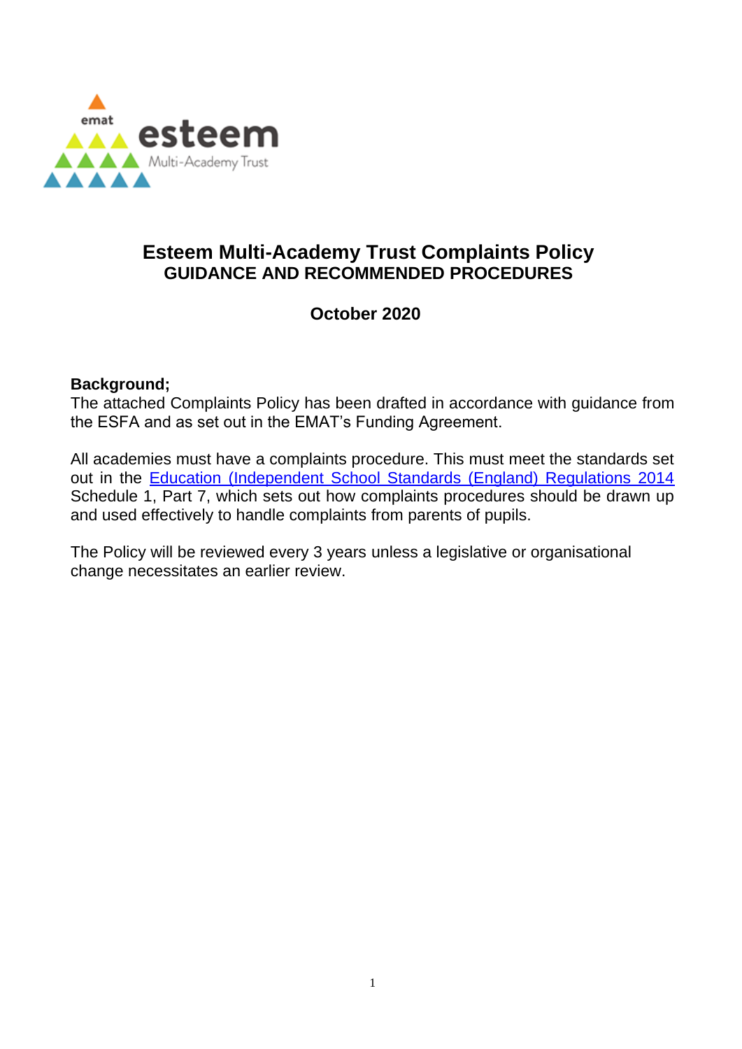# Esteem Multi-Academy Trust Complaints Policy

## GUIDANCE AND RECOMMENDED PROCEDURES

**October 2020**

**Background;**

The attached Complaints Policy has been drafted in accordance with guidance from the ESFA and as set out in the EMAT's Funding Agreement.

All academies must have a complaints procedure. This must meet the standards set out in the Education (Independent School Standards (England) Regulations 2014 Schedule 1, Part 7, which sets out how complaints procedures should be drawn up and used effectively to handle complaints from parents of pupils.

The Policy will be reviewed every 3 years unless a legislative or organisational change necessitates an earlier review.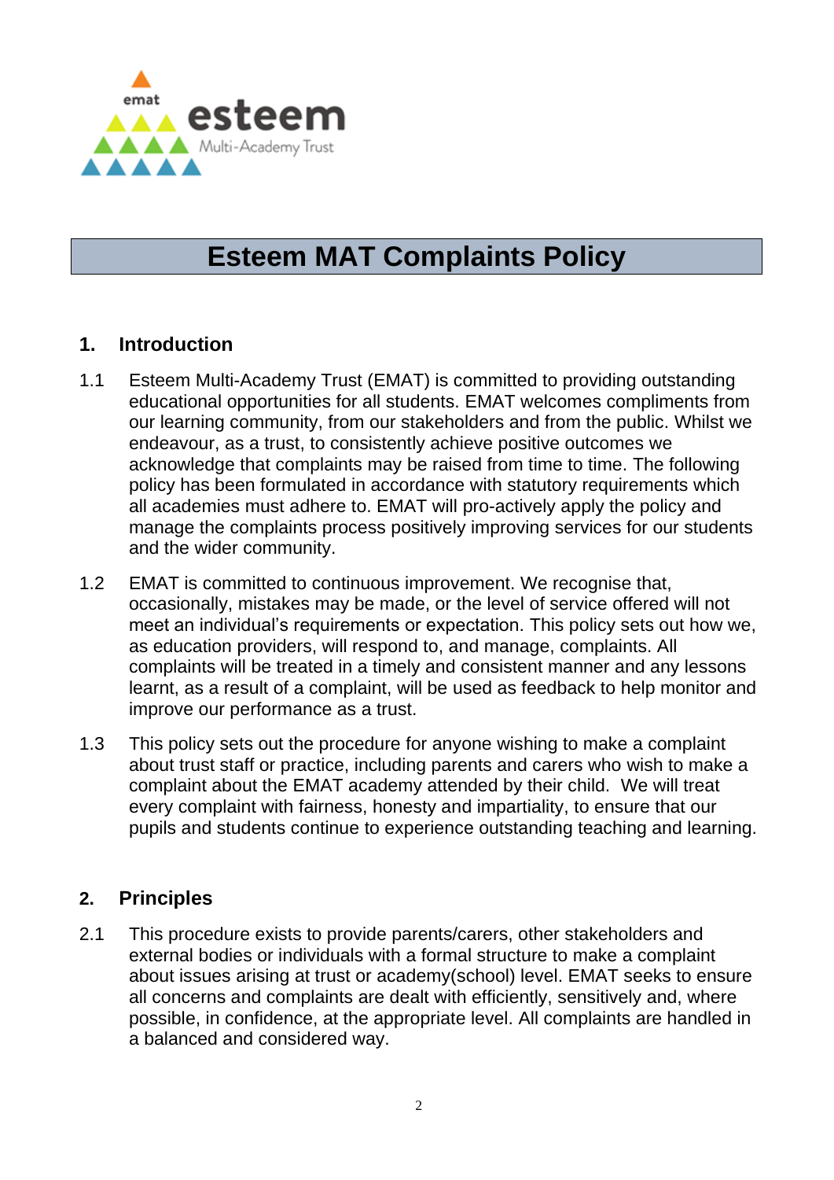# Esteem MAT Complaints Policy

## 1. Introduction

1.1 Esteem Multi-Academy Trust (EMAT) is committed to providing outstanding educational opportunities for all students. EMAT welcomes compliments from our learning community, from our stakeholders and from the public. Whilst we endeavour, as a trust, to consistently achieve positive outcomes we acknowledge that complaints may be raised from time to time. The following policy has been formulated in accordance with statutory requirements which all academies must adhere to. EMAT will pro-actively apply the policy and manage the complaints process positively improving services for our students and the wider community.

1.2 EMAT is committed to continuous improvement. We recognise that, occasionally, mistakes may be made, or the level of service offered will not meet an individual's requirements or expectation. This policy sets out how we, as education providers, will respond to, and manage, complaints. All complaints will be treated in a timely and consistent manner and any lessons learnt, as a result of a complaint, will be used as feedback to help monitor and improve our performance as a trust.

1.3 This policy sets out the procedure for anyone wishing to make a complaint about trust staff or practice, including parents and carers who wish to make a complaint about the EMAT academy attended by their child. We will treat every complaint with fairness, honesty and impartiality, to ensure that our pupils and students continue to experience outstanding teaching and learning.

## 2. Principles

2.1 This procedure exists to provide parents/carers, other stakeholders and external bodies or individuals with a formal structure to make a complaint about issues arising at trust or academy(school) level. EMAT seeks to ensure all concerns and complaints are dealt with efficiently, sensitively and, where possible, in confidence, at the appropriate level. All complaints are handled in a balanced and considered way.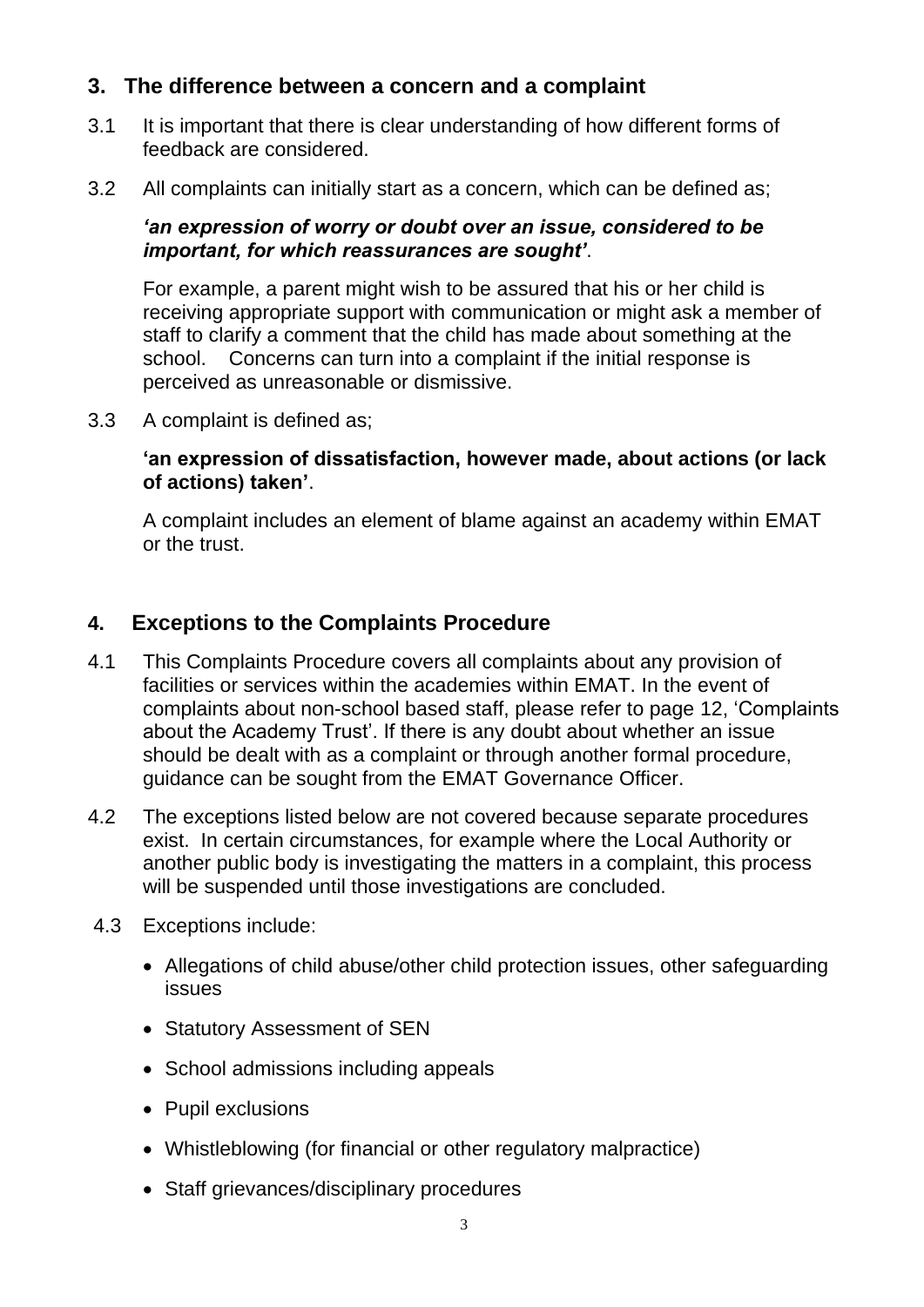## 3. The difference between a concern and a complaint

3.1 It is important that there is clear understanding of how different forms of feedback are considered.

3.2 All complaints can initially start as a concern, which can be defined as;

***'an expression of worry or doubt over an issue, considered to be important, for which reassurances are sought'***.

For example, a parent might wish to be assured that his or her child is receiving appropriate support with communication or might ask a member of staff to clarify a comment that the child has made about something at the school. Concerns can turn into a complaint if the initial response is perceived as unreasonable or dismissive.

3.3 A complaint is defined as;

**'an expression of dissatisfaction, however made, about actions (or lack of actions) taken'**.

A complaint includes an element of blame against an academy within EMAT or the trust.

## 4. Exceptions to the Complaints Procedure

4.1 This Complaints Procedure covers all complaints about any provision of facilities or services within the academies within EMAT. In the event of complaints about non-school based staff, please refer to page 12, 'Complaints about the Academy Trust'. If there is any doubt about whether an issue should be dealt with as a complaint or through another formal procedure, guidance can be sought from the EMAT Governance Officer.

4.2 The exceptions listed below are not covered because separate procedures exist. In certain circumstances, for example where the Local Authority or another public body is investigating the matters in a complaint, this process will be suspended until those investigations are concluded.

4.3 Exceptions include:

- Allegations of child abuse/other child protection issues, other safeguarding issues
- Statutory Assessment of SEN
- School admissions including appeals
- Pupil exclusions
- Whistleblowing (for financial or other regulatory malpractice)
- Staff grievances/disciplinary procedures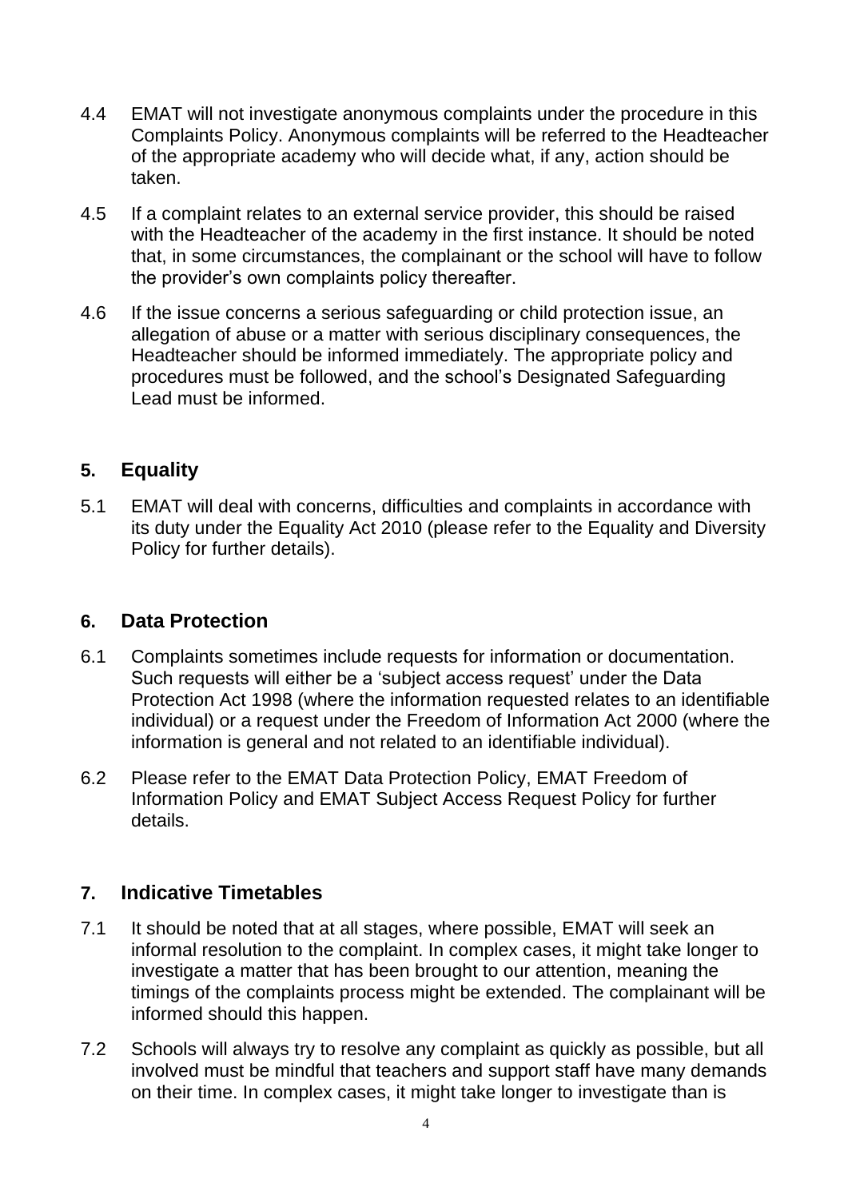4.4 EMAT will not investigate anonymous complaints under the procedure in this Complaints Policy. Anonymous complaints will be referred to the Headteacher of the appropriate academy who will decide what, if any, action should be taken.

4.5 If a complaint relates to an external service provider, this should be raised with the Headteacher of the academy in the first instance. It should be noted that, in some circumstances, the complainant or the school will have to follow the provider's own complaints policy thereafter.

4.6 If the issue concerns a serious safeguarding or child protection issue, an allegation of abuse or a matter with serious disciplinary consequences, the Headteacher should be informed immediately. The appropriate policy and procedures must be followed, and the school's Designated Safeguarding Lead must be informed.

## 5. Equality

5.1 EMAT will deal with concerns, difficulties and complaints in accordance with its duty under the Equality Act 2010 (please refer to the Equality and Diversity Policy for further details).

## 6. Data Protection

6.1 Complaints sometimes include requests for information or documentation. Such requests will either be a 'subject access request' under the Data Protection Act 1998 (where the information requested relates to an identifiable individual) or a request under the Freedom of Information Act 2000 (where the information is general and not related to an identifiable individual).

6.2 Please refer to the EMAT Data Protection Policy, EMAT Freedom of Information Policy and EMAT Subject Access Request Policy for further details.

## 7. Indicative Timetables

7.1 It should be noted that at all stages, where possible, EMAT will seek an informal resolution to the complaint. In complex cases, it might take longer to investigate a matter that has been brought to our attention, meaning the timings of the complaints process might be extended. The complainant will be informed should this happen.

7.2 Schools will always try to resolve any complaint as quickly as possible, but all involved must be mindful that teachers and support staff have many demands on their time. In complex cases, it might take longer to investigate than is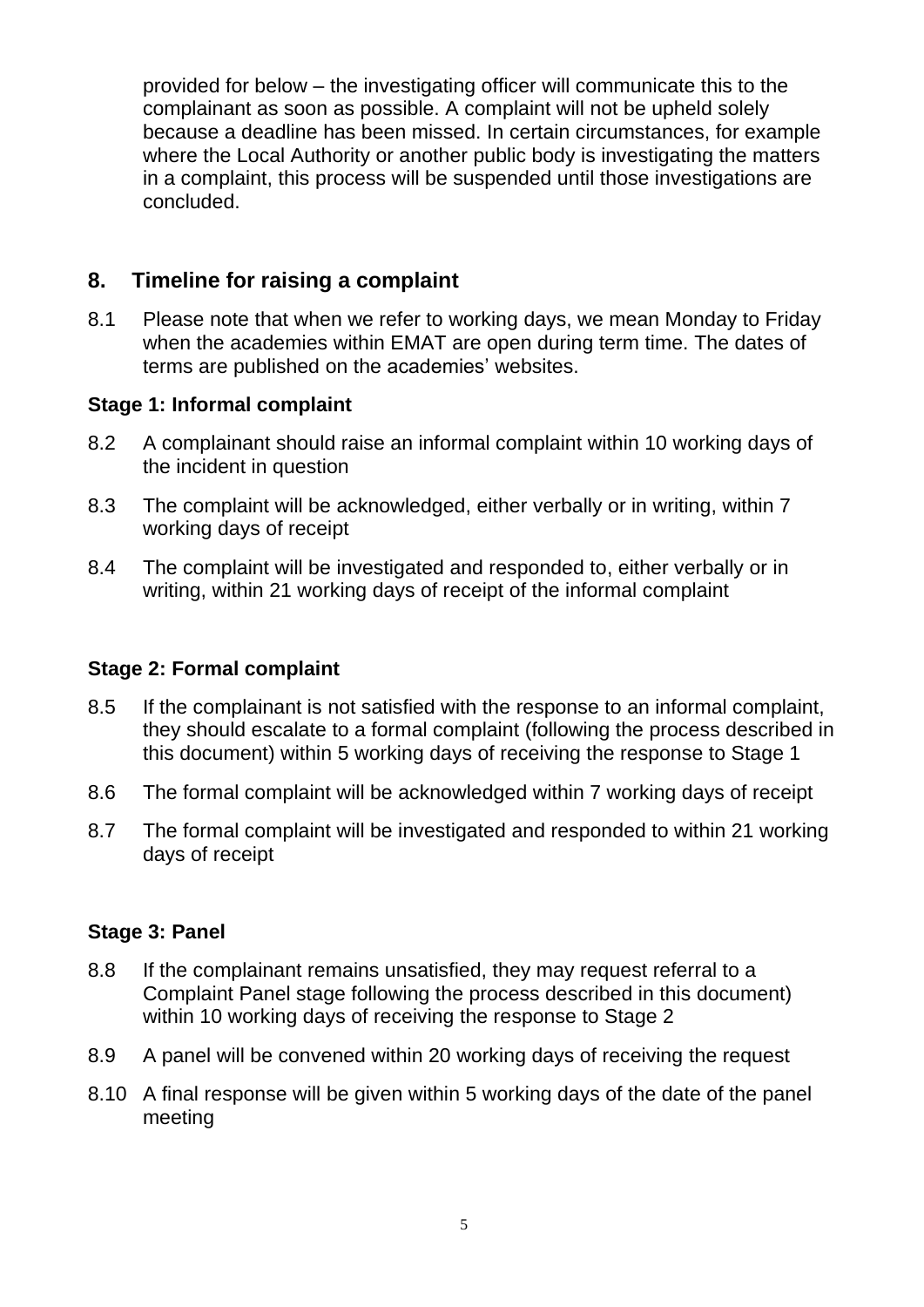provided for below – the investigating officer will communicate this to the complainant as soon as possible. A complaint will not be upheld solely because a deadline has been missed. In certain circumstances, for example where the Local Authority or another public body is investigating the matters in a complaint, this process will be suspended until those investigations are concluded.

## 8. Timeline for raising a complaint

8.1 Please note that when we refer to working days, we mean Monday to Friday when the academies within EMAT are open during term time. The dates of terms are published on the academies' websites.

**Stage 1: Informal complaint**

8.2 A complainant should raise an informal complaint within 10 working days of the incident in question

8.3 The complaint will be acknowledged, either verbally or in writing, within 7 working days of receipt

8.4 The complaint will be investigated and responded to, either verbally or in writing, within 21 working days of receipt of the informal complaint

**Stage 2: Formal complaint**

8.5 If the complainant is not satisfied with the response to an informal complaint, they should escalate to a formal complaint (following the process described in this document) within 5 working days of receiving the response to Stage 1

8.6 The formal complaint will be acknowledged within 7 working days of receipt

8.7 The formal complaint will be investigated and responded to within 21 working days of receipt

**Stage 3: Panel**

8.8 If the complainant remains unsatisfied, they may request referral to a Complaint Panel stage following the process described in this document) within 10 working days of receiving the response to Stage 2

8.9 A panel will be convened within 20 working days of receiving the request

8.10 A final response will be given within 5 working days of the date of the panel meeting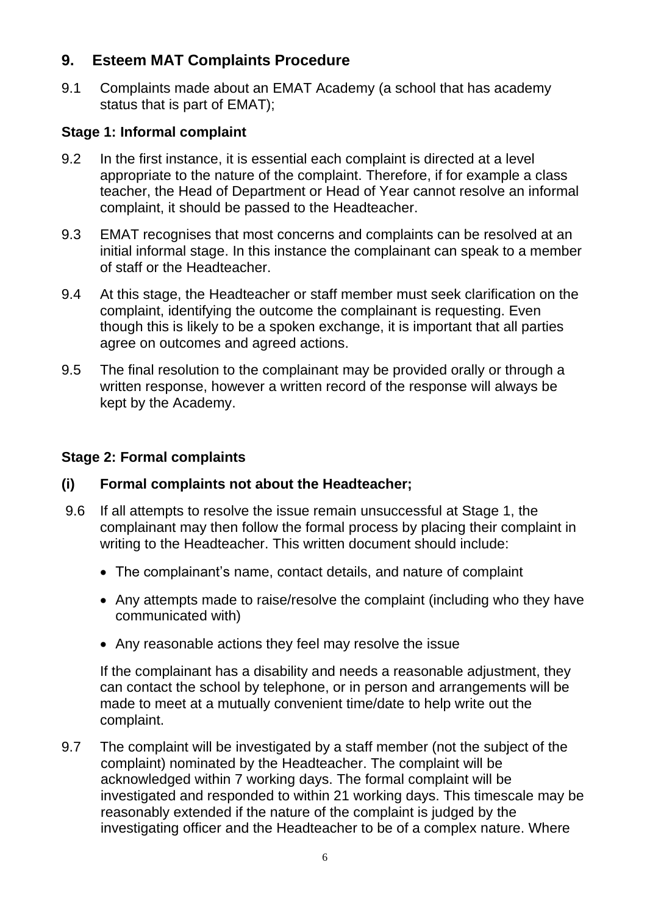## 9. Esteem MAT Complaints Procedure

9.1 Complaints made about an EMAT Academy (a school that has academy status that is part of EMAT);

### Stage 1: Informal complaint

9.2 In the first instance, it is essential each complaint is directed at a level appropriate to the nature of the complaint. Therefore, if for example a class teacher, the Head of Department or Head of Year cannot resolve an informal complaint, it should be passed to the Headteacher.

9.3 EMAT recognises that most concerns and complaints can be resolved at an initial informal stage. In this instance the complainant can speak to a member of staff or the Headteacher.

9.4 At this stage, the Headteacher or staff member must seek clarification on the complaint, identifying the outcome the complainant is requesting. Even though this is likely to be a spoken exchange, it is important that all parties agree on outcomes and agreed actions.

9.5 The final resolution to the complainant may be provided orally or through a written response, however a written record of the response will always be kept by the Academy.

### Stage 2: Formal complaints

#### (i) Formal complaints not about the Headteacher;

9.6 If all attempts to resolve the issue remain unsuccessful at Stage 1, the complainant may then follow the formal process by placing their complaint in writing to the Headteacher. This written document should include:

- The complainant's name, contact details, and nature of complaint
- Any attempts made to raise/resolve the complaint (including who they have communicated with)
- Any reasonable actions they feel may resolve the issue

If the complainant has a disability and needs a reasonable adjustment, they can contact the school by telephone, or in person and arrangements will be made to meet at a mutually convenient time/date to help write out the complaint.

9.7 The complaint will be investigated by a staff member (not the subject of the complaint) nominated by the Headteacher. The complaint will be acknowledged within 7 working days. The formal complaint will be investigated and responded to within 21 working days. This timescale may be reasonably extended if the nature of the complaint is judged by the investigating officer and the Headteacher to be of a complex nature. Where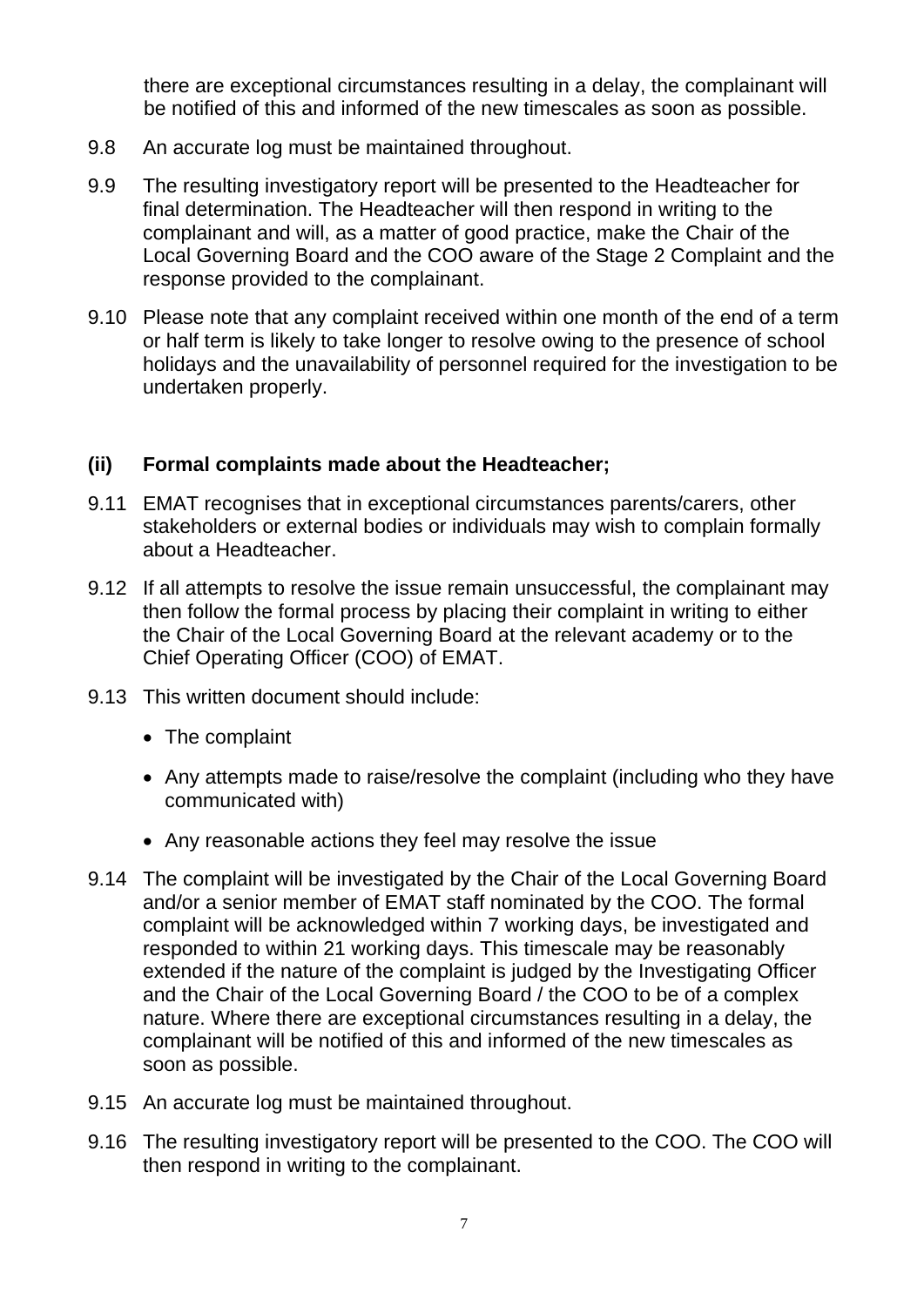there are exceptional circumstances resulting in a delay, the complainant will be notified of this and informed of the new timescales as soon as possible.

9.8 An accurate log must be maintained throughout.

9.9 The resulting investigatory report will be presented to the Headteacher for final determination. The Headteacher will then respond in writing to the complainant and will, as a matter of good practice, make the Chair of the Local Governing Board and the COO aware of the Stage 2 Complaint and the response provided to the complainant.

9.10 Please note that any complaint received within one month of the end of a term or half term is likely to take longer to resolve owing to the presence of school holidays and the unavailability of personnel required for the investigation to be undertaken properly.

**(ii) Formal complaints made about the Headteacher;**

9.11 EMAT recognises that in exceptional circumstances parents/carers, other stakeholders or external bodies or individuals may wish to complain formally about a Headteacher.

9.12 If all attempts to resolve the issue remain unsuccessful, the complainant may then follow the formal process by placing their complaint in writing to either the Chair of the Local Governing Board at the relevant academy or to the Chief Operating Officer (COO) of EMAT.

9.13 This written document should include:

- The complaint
- Any attempts made to raise/resolve the complaint (including who they have communicated with)
- Any reasonable actions they feel may resolve the issue

9.14 The complaint will be investigated by the Chair of the Local Governing Board and/or a senior member of EMAT staff nominated by the COO. The formal complaint will be acknowledged within 7 working days, be investigated and responded to within 21 working days. This timescale may be reasonably extended if the nature of the complaint is judged by the Investigating Officer and the Chair of the Local Governing Board / the COO to be of a complex nature. Where there are exceptional circumstances resulting in a delay, the complainant will be notified of this and informed of the new timescales as soon as possible.

9.15 An accurate log must be maintained throughout.

9.16 The resulting investigatory report will be presented to the COO. The COO will then respond in writing to the complainant.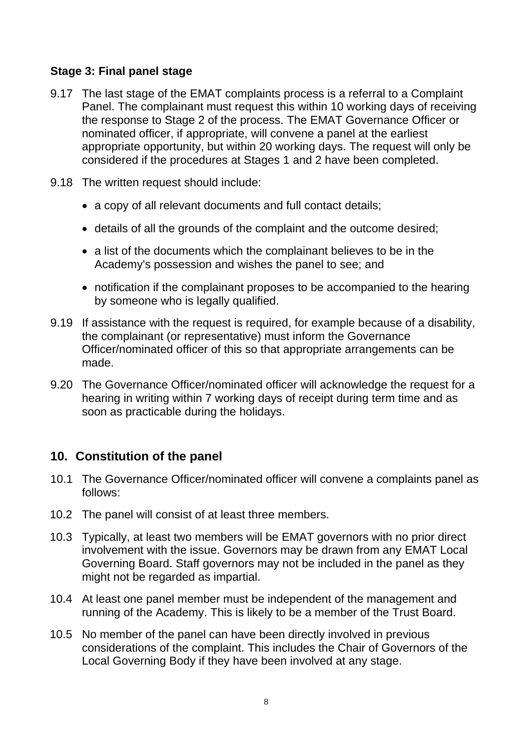### Stage 3: Final panel stage

9.17 The last stage of the EMAT complaints process is a referral to a Complaint Panel. The complainant must request this within 10 working days of receiving the response to Stage 2 of the process. The EMAT Governance Officer or nominated officer, if appropriate, will convene a panel at the earliest appropriate opportunity, but within 20 working days. The request will only be considered if the procedures at Stages 1 and 2 have been completed.

9.18 The written request should include:

- a copy of all relevant documents and full contact details;
- details of all the grounds of the complaint and the outcome desired;
- a list of the documents which the complainant believes to be in the Academy's possession and wishes the panel to see; and
- notification if the complainant proposes to be accompanied to the hearing by someone who is legally qualified.

9.19 If assistance with the request is required, for example because of a disability, the complainant (or representative) must inform the Governance Officer/nominated officer of this so that appropriate arrangements can be made.

9.20 The Governance Officer/nominated officer will acknowledge the request for a hearing in writing within 7 working days of receipt during term time and as soon as practicable during the holidays.

## 10. Constitution of the panel

10.1 The Governance Officer/nominated officer will convene a complaints panel as follows:

10.2 The panel will consist of at least three members.

10.3 Typically, at least two members will be EMAT governors with no prior direct involvement with the issue. Governors may be drawn from any EMAT Local Governing Board. Staff governors may not be included in the panel as they might not be regarded as impartial.

10.4 At least one panel member must be independent of the management and running of the Academy. This is likely to be a member of the Trust Board.

10.5 No member of the panel can have been directly involved in previous considerations of the complaint. This includes the Chair of Governors of the Local Governing Body if they have been involved at any stage.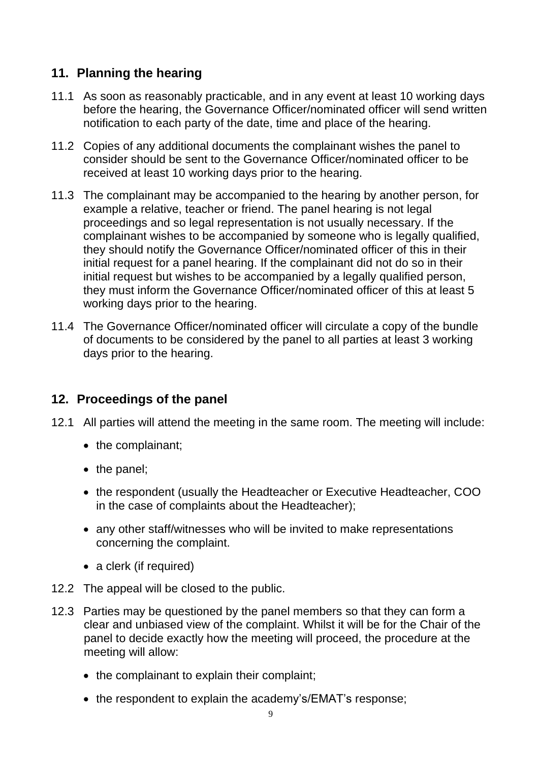## 11. Planning the hearing

11.1 As soon as reasonably practicable, and in any event at least 10 working days before the hearing, the Governance Officer/nominated officer will send written notification to each party of the date, time and place of the hearing.

11.2 Copies of any additional documents the complainant wishes the panel to consider should be sent to the Governance Officer/nominated officer to be received at least 10 working days prior to the hearing.

11.3 The complainant may be accompanied to the hearing by another person, for example a relative, teacher or friend. The panel hearing is not legal proceedings and so legal representation is not usually necessary. If the complainant wishes to be accompanied by someone who is legally qualified, they should notify the Governance Officer/nominated officer of this in their initial request for a panel hearing. If the complainant did not do so in their initial request but wishes to be accompanied by a legally qualified person, they must inform the Governance Officer/nominated officer of this at least 5 working days prior to the hearing.

11.4 The Governance Officer/nominated officer will circulate a copy of the bundle of documents to be considered by the panel to all parties at least 3 working days prior to the hearing.

## 12. Proceedings of the panel

12.1 All parties will attend the meeting in the same room. The meeting will include:

- the complainant;
- the panel;
- the respondent (usually the Headteacher or Executive Headteacher, COO in the case of complaints about the Headteacher);
- any other staff/witnesses who will be invited to make representations concerning the complaint.
- a clerk (if required)

12.2 The appeal will be closed to the public.

12.3 Parties may be questioned by the panel members so that they can form a clear and unbiased view of the complaint. Whilst it will be for the Chair of the panel to decide exactly how the meeting will proceed, the procedure at the meeting will allow:

- the complainant to explain their complaint;
- the respondent to explain the academy's/EMAT's response;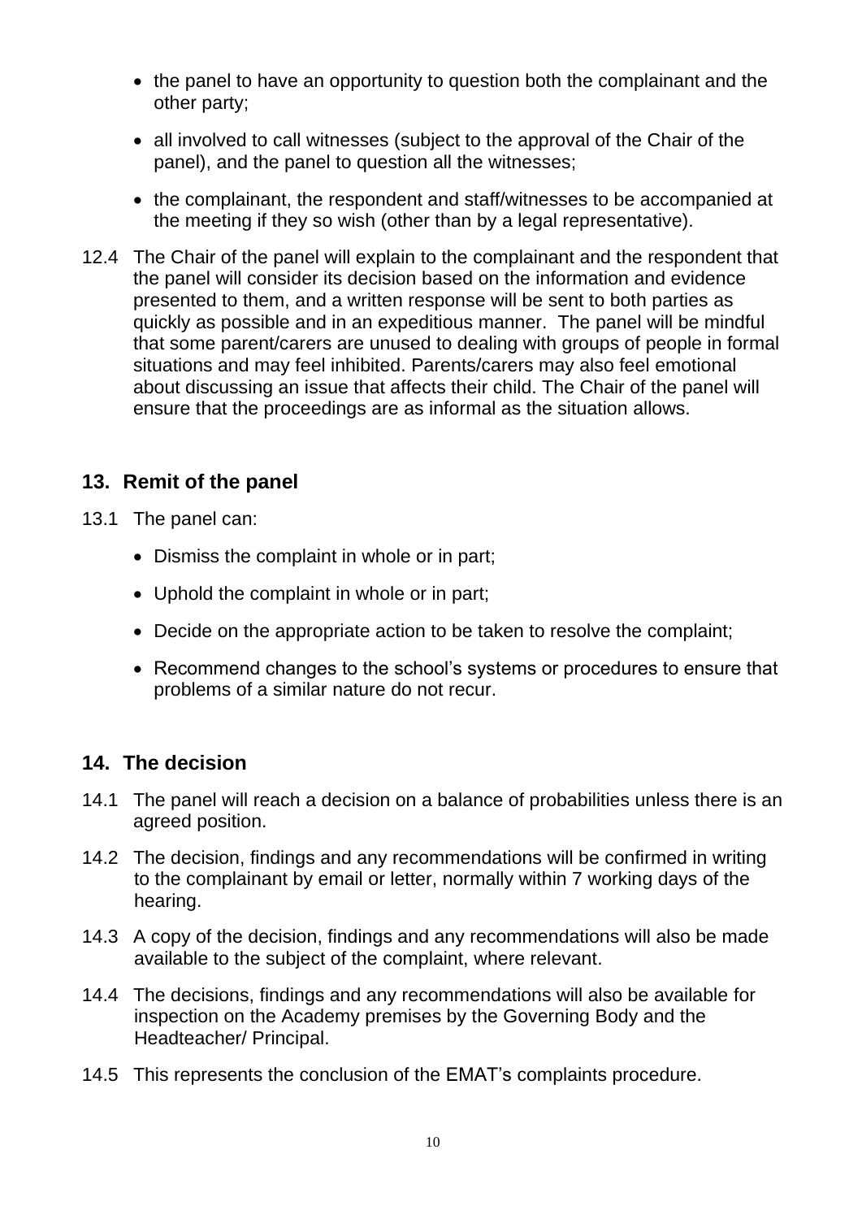- the panel to have an opportunity to question both the complainant and the other party;
- all involved to call witnesses (subject to the approval of the Chair of the panel), and the panel to question all the witnesses;
- the complainant, the respondent and staff/witnesses to be accompanied at the meeting if they so wish (other than by a legal representative).

12.4 The Chair of the panel will explain to the complainant and the respondent that the panel will consider its decision based on the information and evidence presented to them, and a written response will be sent to both parties as quickly as possible and in an expeditious manner. The panel will be mindful that some parent/carers are unused to dealing with groups of people in formal situations and may feel inhibited. Parents/carers may also feel emotional about discussing an issue that affects their child. The Chair of the panel will ensure that the proceedings are as informal as the situation allows.

## 13. Remit of the panel

13.1 The panel can:

- Dismiss the complaint in whole or in part;
- Uphold the complaint in whole or in part;
- Decide on the appropriate action to be taken to resolve the complaint;
- Recommend changes to the school's systems or procedures to ensure that problems of a similar nature do not recur.

## 14. The decision

14.1 The panel will reach a decision on a balance of probabilities unless there is an agreed position.

14.2 The decision, findings and any recommendations will be confirmed in writing to the complainant by email or letter, normally within 7 working days of the hearing.

14.3 A copy of the decision, findings and any recommendations will also be made available to the subject of the complaint, where relevant.

14.4 The decisions, findings and any recommendations will also be available for inspection on the Academy premises by the Governing Body and the Headteacher/ Principal.

14.5 This represents the conclusion of the EMAT's complaints procedure.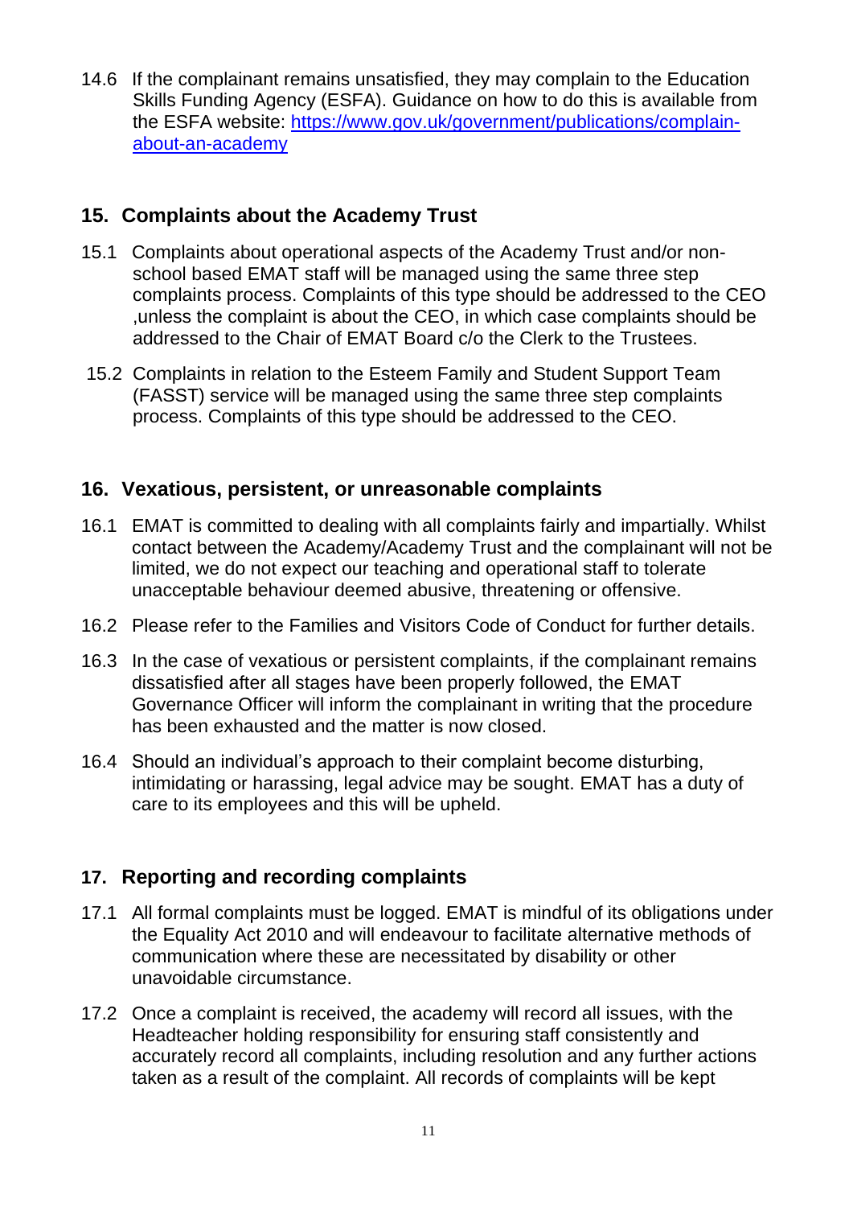14.6 If the complainant remains unsatisfied, they may complain to the Education Skills Funding Agency (ESFA). Guidance on how to do this is available from the ESFA website: [https://www.gov.uk/government/publications/complain-about-an-academy](https://www.gov.uk/government/publications/complain-about-an-academy)

## 15. Complaints about the Academy Trust

15.1 Complaints about operational aspects of the Academy Trust and/or non-school based EMAT staff will be managed using the same three step complaints process. Complaints of this type should be addressed to the CEO ,unless the complaint is about the CEO, in which case complaints should be addressed to the Chair of EMAT Board c/o the Clerk to the Trustees.

15.2 Complaints in relation to the Esteem Family and Student Support Team (FASST) service will be managed using the same three step complaints process. Complaints of this type should be addressed to the CEO.

## 16. Vexatious, persistent, or unreasonable complaints

16.1 EMAT is committed to dealing with all complaints fairly and impartially. Whilst contact between the Academy/Academy Trust and the complainant will not be limited, we do not expect our teaching and operational staff to tolerate unacceptable behaviour deemed abusive, threatening or offensive.

16.2 Please refer to the Families and Visitors Code of Conduct for further details.

16.3 In the case of vexatious or persistent complaints, if the complainant remains dissatisfied after all stages have been properly followed, the EMAT Governance Officer will inform the complainant in writing that the procedure has been exhausted and the matter is now closed.

16.4 Should an individual's approach to their complaint become disturbing, intimidating or harassing, legal advice may be sought. EMAT has a duty of care to its employees and this will be upheld.

## 17. Reporting and recording complaints

17.1 All formal complaints must be logged. EMAT is mindful of its obligations under the Equality Act 2010 and will endeavour to facilitate alternative methods of communication where these are necessitated by disability or other unavoidable circumstance.

17.2 Once a complaint is received, the academy will record all issues, with the Headteacher holding responsibility for ensuring staff consistently and accurately record all complaints, including resolution and any further actions taken as a result of the complaint. All records of complaints will be kept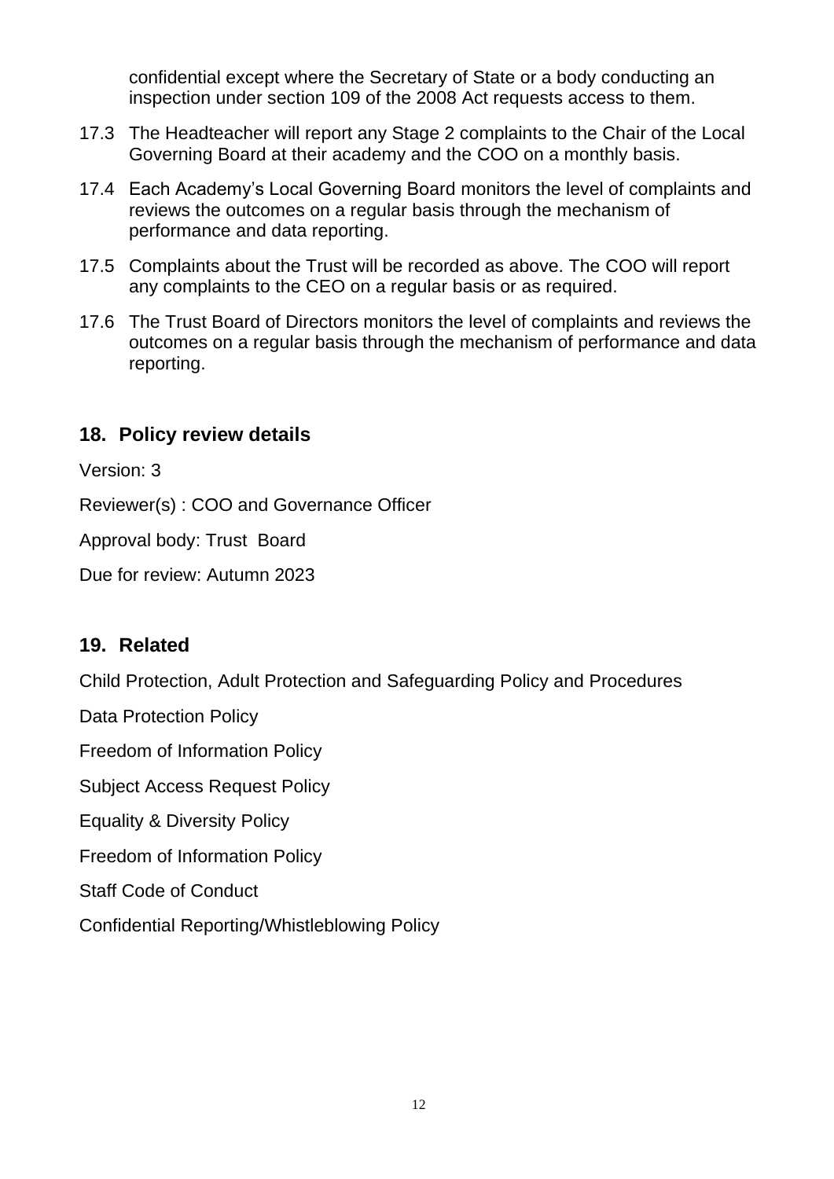confidential except where the Secretary of State or a body conducting an inspection under section 109 of the 2008 Act requests access to them.

17.3 The Headteacher will report any Stage 2 complaints to the Chair of the Local Governing Board at their academy and the COO on a monthly basis.

17.4 Each Academy's Local Governing Board monitors the level of complaints and reviews the outcomes on a regular basis through the mechanism of performance and data reporting.

17.5 Complaints about the Trust will be recorded as above. The COO will report any complaints to the CEO on a regular basis or as required.

17.6 The Trust Board of Directors monitors the level of complaints and reviews the outcomes on a regular basis through the mechanism of performance and data reporting.

## 18. Policy review details

Version: 3

Reviewer(s) : COO and Governance Officer

Approval body: Trust Board

Due for review: Autumn 2023

## 19. Related

Child Protection, Adult Protection and Safeguarding Policy and Procedures

Data Protection Policy

Freedom of Information Policy

Subject Access Request Policy

Equality & Diversity Policy

Freedom of Information Policy

Staff Code of Conduct

Confidential Reporting/Whistleblowing Policy